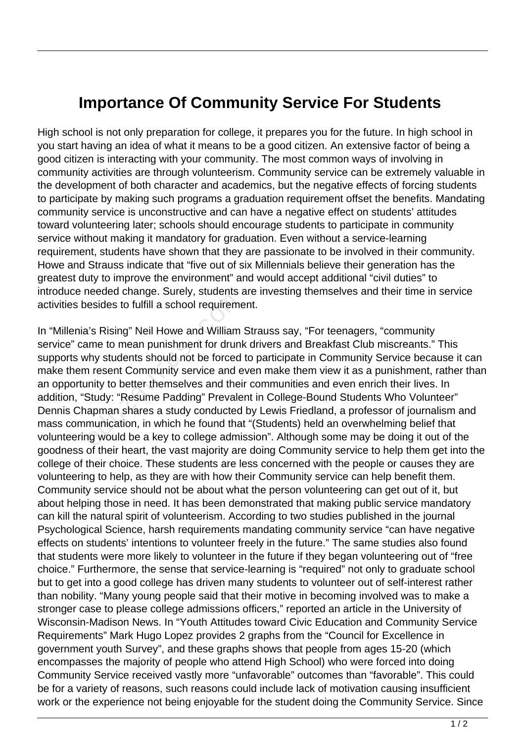# Importance Of Community Service For Students

High school is not only preparation for college, it prepares you for the future. In high school in you start having an idea of what it means to be a good citizen. An extensive factor of being a good citizen is interacting with your community. The most common ways of involving in community activities are through volunteerism. Community service can be extremely valuable in the development of both character and academics, but the negative effects of forcing students to participate by making such programs a graduation requirement offset the benefits. Mandating community service is unconstructive and can have a negative effect on students' attitudes toward volunteering later; schools should encourage students to participate in community service without making it mandatory for graduation. Even without a service-learning requirement, students have shown that they are passionate to be involved in their community. Howe and Strauss indicate that "five out of six Millennials believe their generation has the greatest duty to improve the environment" and would accept additional "civil duties" to introduce needed change. Surely, students are investing themselves and their time in service activities besides to fulfill a school requirement.

In "Millenia's Rising" Neil Howe and William Strauss say, "For teenagers, "community service" came to mean punishment for drunk drivers and Breakfast Club miscreants." This supports why students should not be forced to participate in Community Service because it can make them resent Community service and even make them view it as a punishment, rather than an opportunity to better themselves and their communities and even enrich their lives. In addition, "Study: "Resume Padding" Prevalent in College-Bound Students Who Volunteer" Dennis Chapman shares a study conducted by Lewis Friedland, a professor of journalism and mass communication, in which he found that "(Students) held an overwhelming belief that volunteering would be a key to college admission". Although some may be doing it out of the goodness of their heart, the vast majority are doing Community service to help them get into the college of their choice. These students are less concerned with the people or causes they are volunteering to help, as they are with how their Community service can help benefit them. Community service should not be about what the person volunteering can get out of it, but about helping those in need. It has been demonstrated that making public service mandatory can kill the natural spirit of volunteerism. According to two studies published in the journal Psychological Science, harsh requirements mandating community service "can have negative effects on students' intentions to volunteer freely in the future." The same studies also found that students were more likely to volunteer in the future if they began volunteering out of "free choice." Furthermore, the sense that service-learning is "required" not only to graduate school but to get into a good college has driven many students to volunteer out of self-interest rather than nobility. "Many young people said that their motive in becoming involved was to make a stronger case to please college admissions officers," reported an article in the University of Wisconsin-Madison News. In "Youth Attitudes toward Civic Education and Community Service Requirements" Mark Hugo Lopez provides 2 graphs from the "Council for Excellence in government youth Survey", and these graphs shows that people from ages 15-20 (which encompasses the majority of people who attend High School) who were forced into doing Community Service received vastly more "unfavorable" outcomes than "favorable". This could be for a variety of reasons, such reasons could include lack of motivation causing insufficient work or the experience not being enjoyable for the student doing the Community Service. Since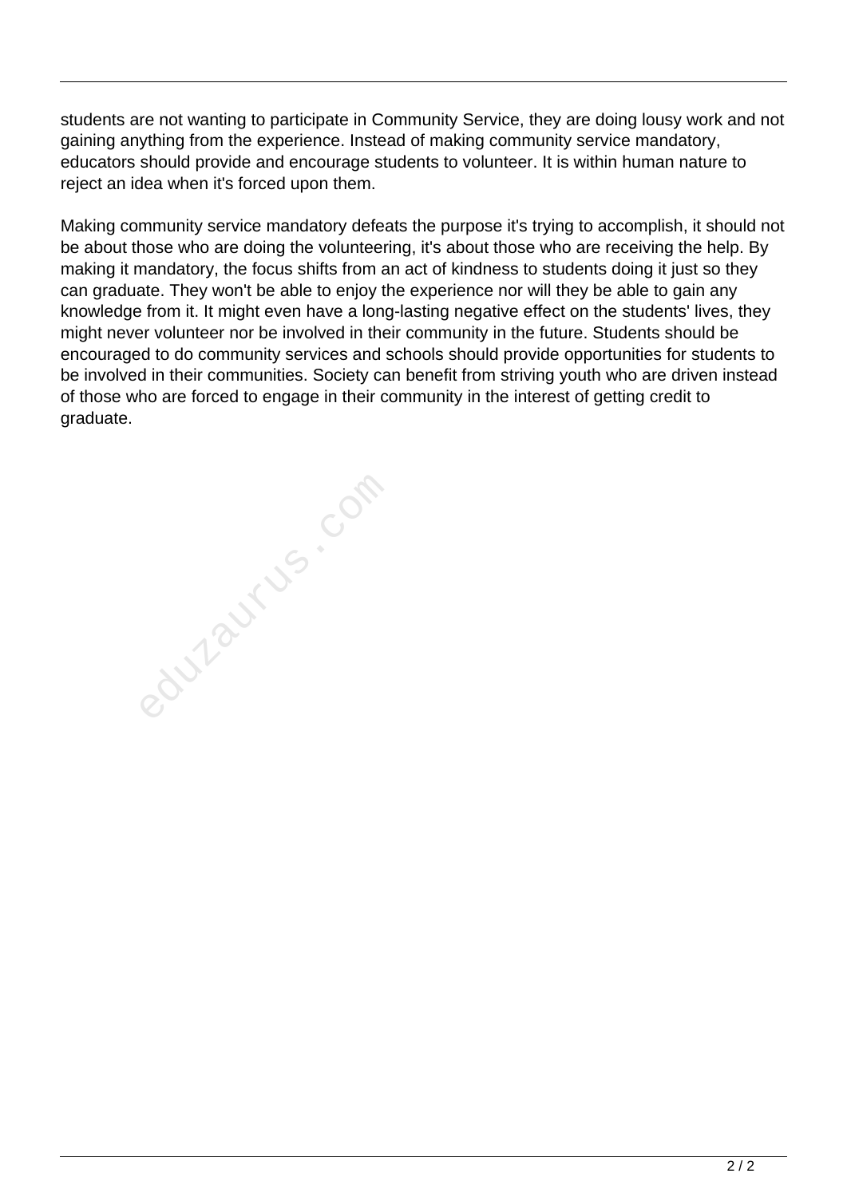students are not wanting to participate in Community Service, they are doing lousy work and not gaining anything from the experience. Instead of making community service mandatory, educators should provide and encourage students to volunteer. It is within human nature to reject an idea when it's forced upon them.

Making community service mandatory defeats the purpose it's trying to accomplish, it should not be about those who are doing the volunteering, it's about those who are receiving the help. By making it mandatory, the focus shifts from an act of kindness to students doing it just so they can graduate. They won't be able to enjoy the experience nor will they be able to gain any knowledge from it. It might even have a long-lasting negative effect on the students' lives, they might never volunteer nor be involved in their community in the future. Students should be encouraged to do community services and schools should provide opportunities for students to be involved in their communities. Society can benefit from striving youth who are driven instead of those who are forced to engage in their community in the interest of getting credit to graduate.